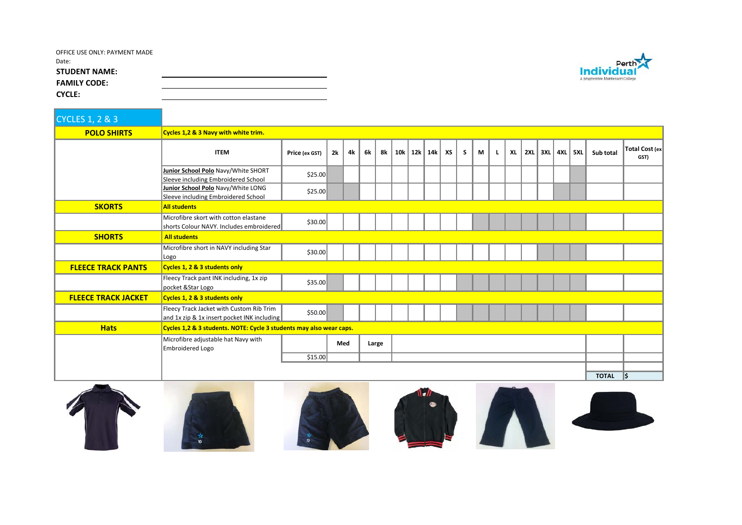OFFICE USE ONLY: PAYMENT MADE

Date:

**STUDENT NAME:**

**FAMILY CODE:**

**CYCLE:**

Perth Individual – A progressive Montessori College

## CYCLES 1, 2 & 3

| | ITEM | Price (ex GST) | 2k | 4k | 6k | 8k | 10k | 12k | 14k | XS | S | M | L | XL | 2XL | 3XL | 4XL | 5XL | Sub total | Total Cost (ex GST) |
|---|---|---|---|---|---|---|---|---|---|---|---|---|---|---|---|---|---|---|---|---|
| **POLO SHIRTS** | **Cycles 1,2 & 3 Navy with white trim.** | | | | | | | | | | | | | | | | | | | |
| | **Junior School Polo** Navy/White SHORT Sleeve including Embroidered School | $25.00 | | | | | | | | | | | | | | | | | | |
| | **Junior School Polo** Navy/White LONG Sleeve including Embroidered School | $25.00 | | | | | | | | | | | | | | | | | | |
| **SKORTS** | **All students** | | | | | | | | | | | | | | | | | | | |
| | Microfibre skort with cotton elastane shorts Colour NAVY. Includes embroidered | $30.00 | | | | | | | | | | | | | | | | | | |
| **SHORTS** | **All students** | | | | | | | | | | | | | | | | | | | |
| | Microfibre short in NAVY including Star Logo | $30.00 | | | | | | | | | | | | | | | | | | |
| **FLEECE TRACK PANTS** | **Cycles 1, 2 & 3 students only** | | | | | | | | | | | | | | | | | | | |
| | Fleecy Track pant INK including, 1x zip pocket &Star Logo | $35.00 | | | | | | | | | | | | | | | | | | |
| **FLEECE TRACK JACKET** | **Cycles 1, 2 & 3 students only** | | | | | | | | | | | | | | | | | | | |
| | Fleecy Track Jacket with Custom Rib Trim and 1x zip & 1x insert pocket INK including | $50.00 | | | | | | | | | | | | | | | | | | |
| **Hats** | **Cycles 1,2 & 3 students. NOTE: Cycle 3 students may also wear caps.** | | | | | | | | | | | | | | | | | | | |
| | Microfibre adjustable hat Navy with Embroidered Logo | | Med | | Large | | | | | | | | | | | | | | | |
| | | $15.00 | | | | | | | | | | | | | | | | | | |
| | | | | | | | | | | | | | | | | | | | **TOTAL** | $ |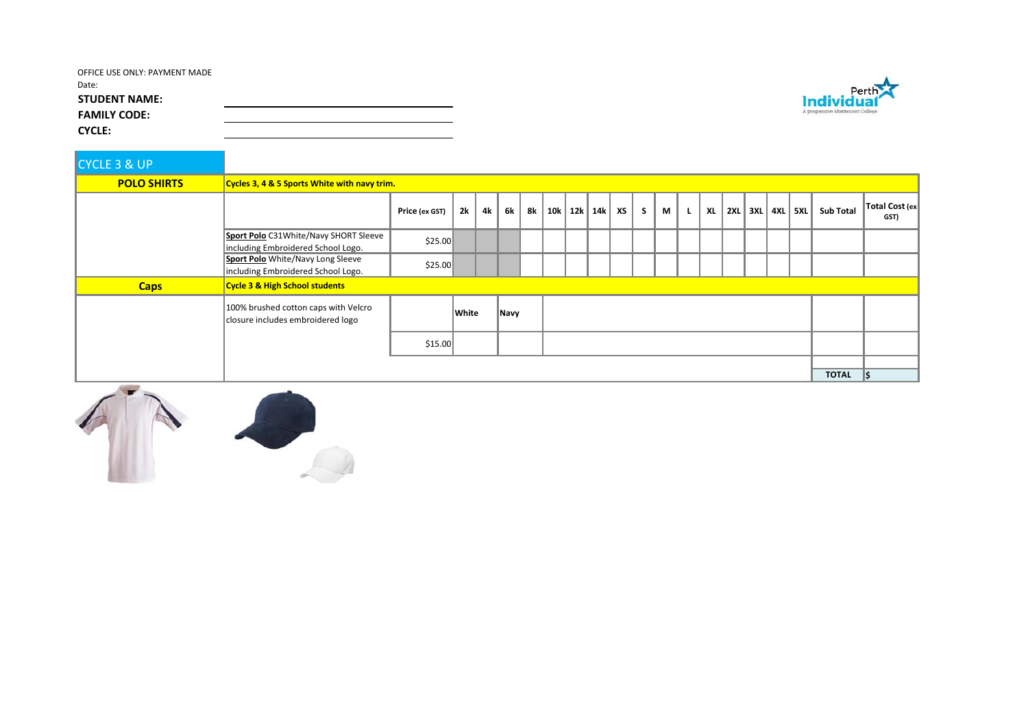OFFICE USE ONLY: PAYMENT MADE

Date:

**STUDENT NAME:**

**FAMILY CODE:**

**CYCLE:**

## CYCLE 3 & UP

| **POLO SHIRTS** | **Cycles 3, 4 & 5 Sports White with navy trim.** | | | | | | | | | | | | | | | | | | | | |
|---|---|---|---|---|---|---|---|---|---|---|---|---|---|---|---|---|---|---|---|---|---|
| | | **Price (ex GST)** | **2k** | **4k** | **6k** | **8k** | **10k** | **12k** | **14k** | **XS** | **S** | **M** | **L** | **XL** | **2XL** | **3XL** | **4XL** | **5XL** | **Sub Total** | **Total Cost (ex GST)** |
| | **Sport Polo** C31White/Navy SHORT Sleeve including Embroidered School Logo. | $25.00 | | | | | | | | | | | | | | | | | | |
| | **Sport Polo** White/Navy Long Sleeve including Embroidered School Logo. | $25.00 | | | | | | | | | | | | | | | | | | |
| **Caps** | **Cycle 3 & High School students** | | | | | | | | | | | | | | | | | | | |
| | 100% brushed cotton caps with Velcro closure includes embroidered logo | | **White** | | **Navy** | | | | | | | | | | | | | | | |
| | | $15.00 | | | | | | | | | | | | | | | | | | |
| | | | | | | | | | | | | | | | | | | | **TOTAL** | $ |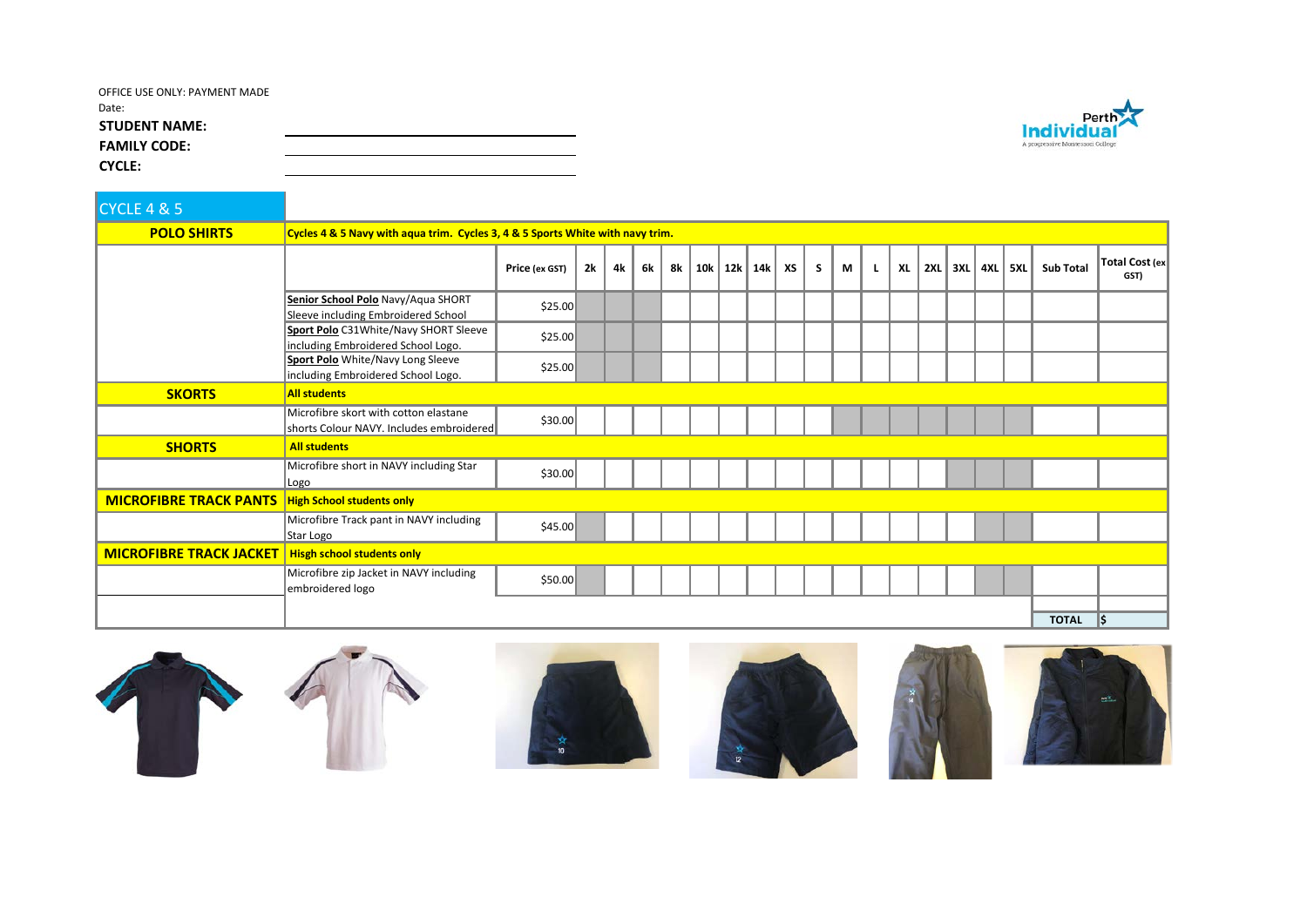OFFICE USE ONLY: PAYMENT MADE

Date:

**STUDENT NAME:**

**FAMILY CODE:**

**CYCLE:**

Perth Individual
A progressive Montessori College

## CYCLE 4 & 5

| | | | | | | | | | | | | | | | | | | | | | | |
|---|---|---|---|---|---|---|---|---|---|---|---|---|---|---|---|---|---|---|---|---|---|---|
| **POLO SHIRTS** | **Cycles 4 & 5 Navy with aqua trim. Cycles 3, 4 & 5 Sports White with navy trim.** | | | | | | | | | | | | | | | | | | | | | |
| | | **Price (ex GST)** | **2k** | **4k** | **6k** | **8k** | **10k** | **12k** | **14k** | **XS** | **S** | **M** | **L** | **XL** | **2XL** | **3XL** | **4XL** | **5XL** | **Sub Total** | **Total Cost (ex GST)** | | |
| | **Senior School Polo** Navy/Aqua SHORT Sleeve including Embroidered School | $25.00 | | | | | | | | | | | | | | | | | | | | |
| | **Sport Polo** C31White/Navy SHORT Sleeve including Embroidered School Logo. | $25.00 | | | | | | | | | | | | | | | | | | | | |
| | **Sport Polo** White/Navy Long Sleeve including Embroidered School Logo. | $25.00 | | | | | | | | | | | | | | | | | | | | |
| **SKORTS** | **All students** | | | | | | | | | | | | | | | | | | | | | |
| | Microfibre skort with cotton elastane shorts Colour NAVY. Includes embroidered | $30.00 | | | | | | | | | | | | | | | | | | | | |
| **SHORTS** | **All students** | | | | | | | | | | | | | | | | | | | | | |
| | Microfibre short in NAVY including Star Logo | $30.00 | | | | | | | | | | | | | | | | | | | | |
| **MICROFIBRE TRACK PANTS** | **High School students only** | | | | | | | | | | | | | | | | | | | | | |
| | Microfibre Track pant in NAVY including Star Logo | $45.00 | | | | | | | | | | | | | | | | | | | | |
| **MICROFIBRE TRACK JACKET** | **Hisgh school students only** | | | | | | | | | | | | | | | | | | | | | |
| | Microfibre zip Jacket in NAVY including embroidered logo | $50.00 | | | | | | | | | | | | | | | | | | | | |
| | | | | | | | | | | | | | | | | | | | **TOTAL** | **$** | | |